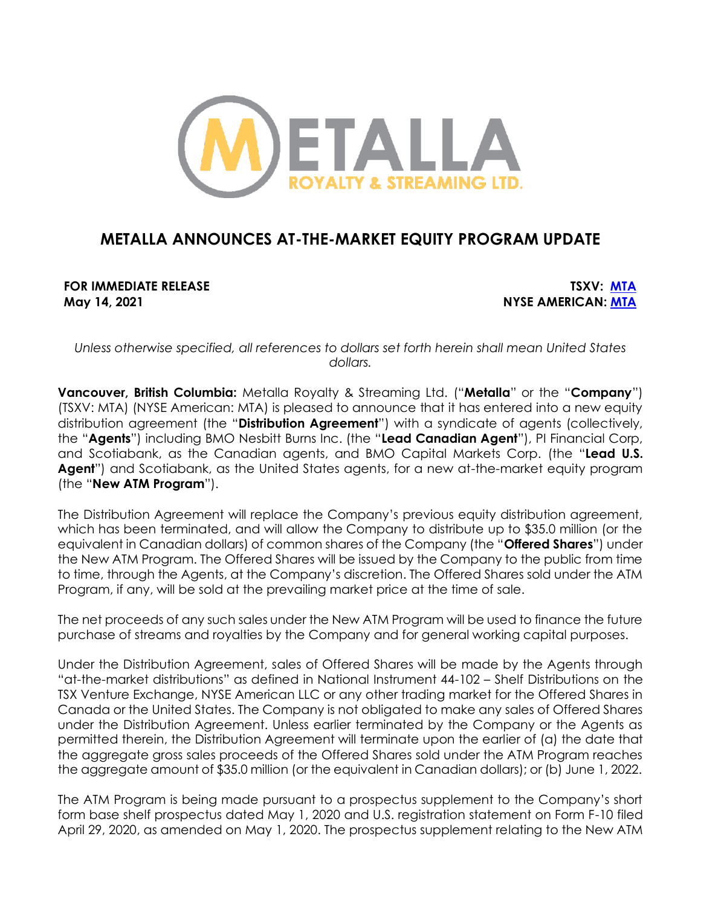# METALLA ANNOUNCES AT-THE-MARKET EQUITY PROGRAM UPDATE

**FOR IMMEDIATE RELEASE**
**May 14, 2021**

**TSXV: MTA**
**NYSE AMERICAN: MTA**

*Unless otherwise specified, all references to dollars set forth herein shall mean United States dollars.*

**Vancouver, British Columbia:** Metalla Royalty & Streaming Ltd. ("**Metalla**" or the "**Company**") (TSXV: MTA) (NYSE American: MTA) is pleased to announce that it has entered into a new equity distribution agreement (the "**Distribution Agreement**") with a syndicate of agents (collectively, the "**Agents**") including BMO Nesbitt Burns Inc. (the "**Lead Canadian Agent**"), PI Financial Corp, and Scotiabank, as the Canadian agents, and BMO Capital Markets Corp. (the "**Lead U.S. Agent**") and Scotiabank, as the United States agents, for a new at-the-market equity program (the "**New ATM Program**").

The Distribution Agreement will replace the Company's previous equity distribution agreement, which has been terminated, and will allow the Company to distribute up to $35.0 million (or the equivalent in Canadian dollars) of common shares of the Company (the "**Offered Shares**") under the New ATM Program. The Offered Shares will be issued by the Company to the public from time to time, through the Agents, at the Company's discretion. The Offered Shares sold under the ATM Program, if any, will be sold at the prevailing market price at the time of sale.

The net proceeds of any such sales under the New ATM Program will be used to finance the future purchase of streams and royalties by the Company and for general working capital purposes.

Under the Distribution Agreement, sales of Offered Shares will be made by the Agents through "at-the-market distributions" as defined in National Instrument 44-102 – Shelf Distributions on the TSX Venture Exchange, NYSE American LLC or any other trading market for the Offered Shares in Canada or the United States. The Company is not obligated to make any sales of Offered Shares under the Distribution Agreement. Unless earlier terminated by the Company or the Agents as permitted therein, the Distribution Agreement will terminate upon the earlier of (a) the date that the aggregate gross sales proceeds of the Offered Shares sold under the ATM Program reaches the aggregate amount of $35.0 million (or the equivalent in Canadian dollars); or (b) June 1, 2022.

The ATM Program is being made pursuant to a prospectus supplement to the Company's short form base shelf prospectus dated May 1, 2020 and U.S. registration statement on Form F-10 filed April 29, 2020, as amended on May 1, 2020. The prospectus supplement relating to the New ATM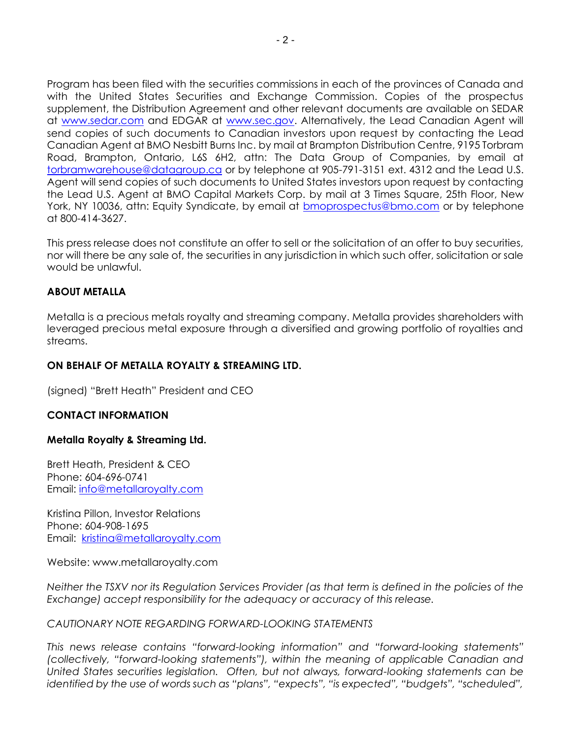Program has been filed with the securities commissions in each of the provinces of Canada and with the United States Securities and Exchange Commission. Copies of the prospectus supplement, the Distribution Agreement and other relevant documents are available on SEDAR at www.sedar.com and EDGAR at www.sec.gov. Alternatively, the Lead Canadian Agent will send copies of such documents to Canadian investors upon request by contacting the Lead Canadian Agent at BMO Nesbitt Burns Inc. by mail at Brampton Distribution Centre, 9195 Torbram Road, Brampton, Ontario, L6S 6H2, attn: The Data Group of Companies, by email at torbramwarehouse@datagroup.ca or by telephone at 905-791-3151 ext. 4312 and the Lead U.S. Agent will send copies of such documents to United States investors upon request by contacting the Lead U.S. Agent at BMO Capital Markets Corp. by mail at 3 Times Square, 25th Floor, New York, NY 10036, attn: Equity Syndicate, by email at bmoprospectus@bmo.com or by telephone at 800-414-3627.

This press release does not constitute an offer to sell or the solicitation of an offer to buy securities, nor will there be any sale of, the securities in any jurisdiction in which such offer, solicitation or sale would be unlawful.

**ABOUT METALLA**

Metalla is a precious metals royalty and streaming company. Metalla provides shareholders with leveraged precious metal exposure through a diversified and growing portfolio of royalties and streams.

**ON BEHALF OF METALLA ROYALTY & STREAMING LTD.**

(signed) "Brett Heath" President and CEO

**CONTACT INFORMATION**

**Metalla Royalty & Streaming Ltd.**

Brett Heath, President & CEO
Phone: 604-696-0741
Email: info@metallaroyalty.com

Kristina Pillon, Investor Relations
Phone: 604-908-1695
Email: kristina@metallaroyalty.com

Website: www.metallaroyalty.com

*Neither the TSXV nor its Regulation Services Provider (as that term is defined in the policies of the Exchange) accept responsibility for the adequacy or accuracy of this release.*

*CAUTIONARY NOTE REGARDING FORWARD-LOOKING STATEMENTS*

*This news release contains "forward-looking information" and "forward-looking statements" (collectively, "forward-looking statements"), within the meaning of applicable Canadian and United States securities legislation. Often, but not always, forward-looking statements can be identified by the use of words such as "plans", "expects", "is expected", "budgets", "scheduled",*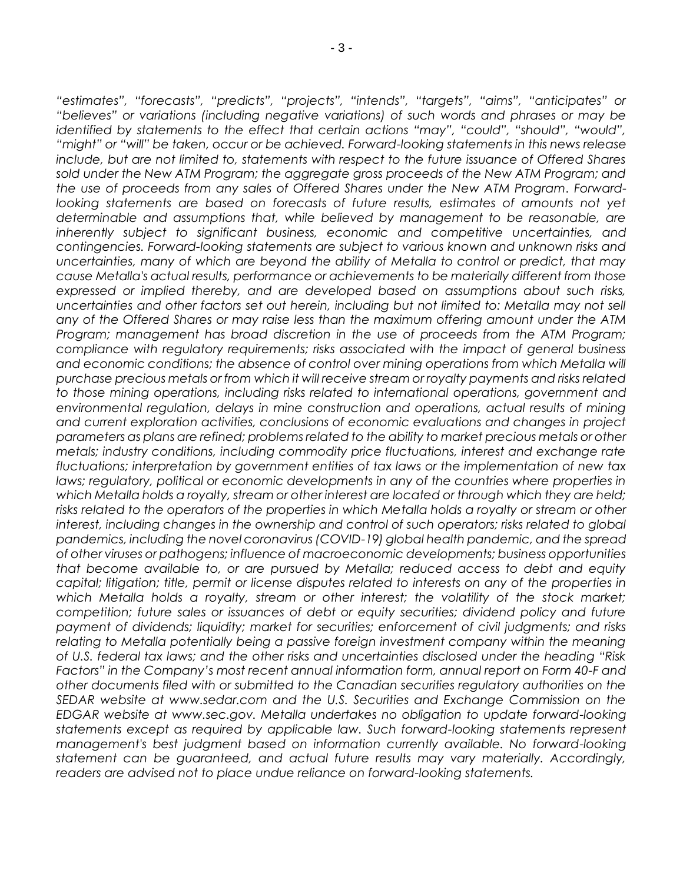*"estimates", "forecasts", "predicts", "projects", "intends", "targets", "aims", "anticipates" or "believes" or variations (including negative variations) of such words and phrases or may be identified by statements to the effect that certain actions "may", "could", "should", "would", "might" or "will" be taken, occur or be achieved. Forward-looking statements in this news release include, but are not limited to, statements with respect to the future issuance of Offered Shares sold under the New ATM Program; the aggregate gross proceeds of the New ATM Program; and the use of proceeds from any sales of Offered Shares under the New ATM Program. Forward-looking statements are based on forecasts of future results, estimates of amounts not yet determinable and assumptions that, while believed by management to be reasonable, are inherently subject to significant business, economic and competitive uncertainties, and contingencies. Forward-looking statements are subject to various known and unknown risks and uncertainties, many of which are beyond the ability of Metalla to control or predict, that may cause Metalla's actual results, performance or achievements to be materially different from those expressed or implied thereby, and are developed based on assumptions about such risks, uncertainties and other factors set out herein, including but not limited to: Metalla may not sell any of the Offered Shares or may raise less than the maximum offering amount under the ATM Program; management has broad discretion in the use of proceeds from the ATM Program; compliance with regulatory requirements; risks associated with the impact of general business and economic conditions; the absence of control over mining operations from which Metalla will purchase precious metals or from which it will receive stream or royalty payments and risks related to those mining operations, including risks related to international operations, government and environmental regulation, delays in mine construction and operations, actual results of mining and current exploration activities, conclusions of economic evaluations and changes in project parameters as plans are refined; problems related to the ability to market precious metals or other metals; industry conditions, including commodity price fluctuations, interest and exchange rate fluctuations; interpretation by government entities of tax laws or the implementation of new tax laws; regulatory, political or economic developments in any of the countries where properties in which Metalla holds a royalty, stream or other interest are located or through which they are held; risks related to the operators of the properties in which Metalla holds a royalty or stream or other interest, including changes in the ownership and control of such operators; risks related to global pandemics, including the novel coronavirus (COVID-19) global health pandemic, and the spread of other viruses or pathogens; influence of macroeconomic developments; business opportunities that become available to, or are pursued by Metalla; reduced access to debt and equity capital; litigation; title, permit or license disputes related to interests on any of the properties in which Metalla holds a royalty, stream or other interest; the volatility of the stock market; competition; future sales or issuances of debt or equity securities; dividend policy and future payment of dividends; liquidity; market for securities; enforcement of civil judgments; and risks relating to Metalla potentially being a passive foreign investment company within the meaning of U.S. federal tax laws; and the other risks and uncertainties disclosed under the heading "Risk Factors" in the Company's most recent annual information form, annual report on Form 40-F and other documents filed with or submitted to the Canadian securities regulatory authorities on the SEDAR website at www.sedar.com and the U.S. Securities and Exchange Commission on the EDGAR website at www.sec.gov. Metalla undertakes no obligation to update forward-looking statements except as required by applicable law. Such forward-looking statements represent management's best judgment based on information currently available. No forward-looking statement can be guaranteed, and actual future results may vary materially. Accordingly, readers are advised not to place undue reliance on forward-looking statements.*